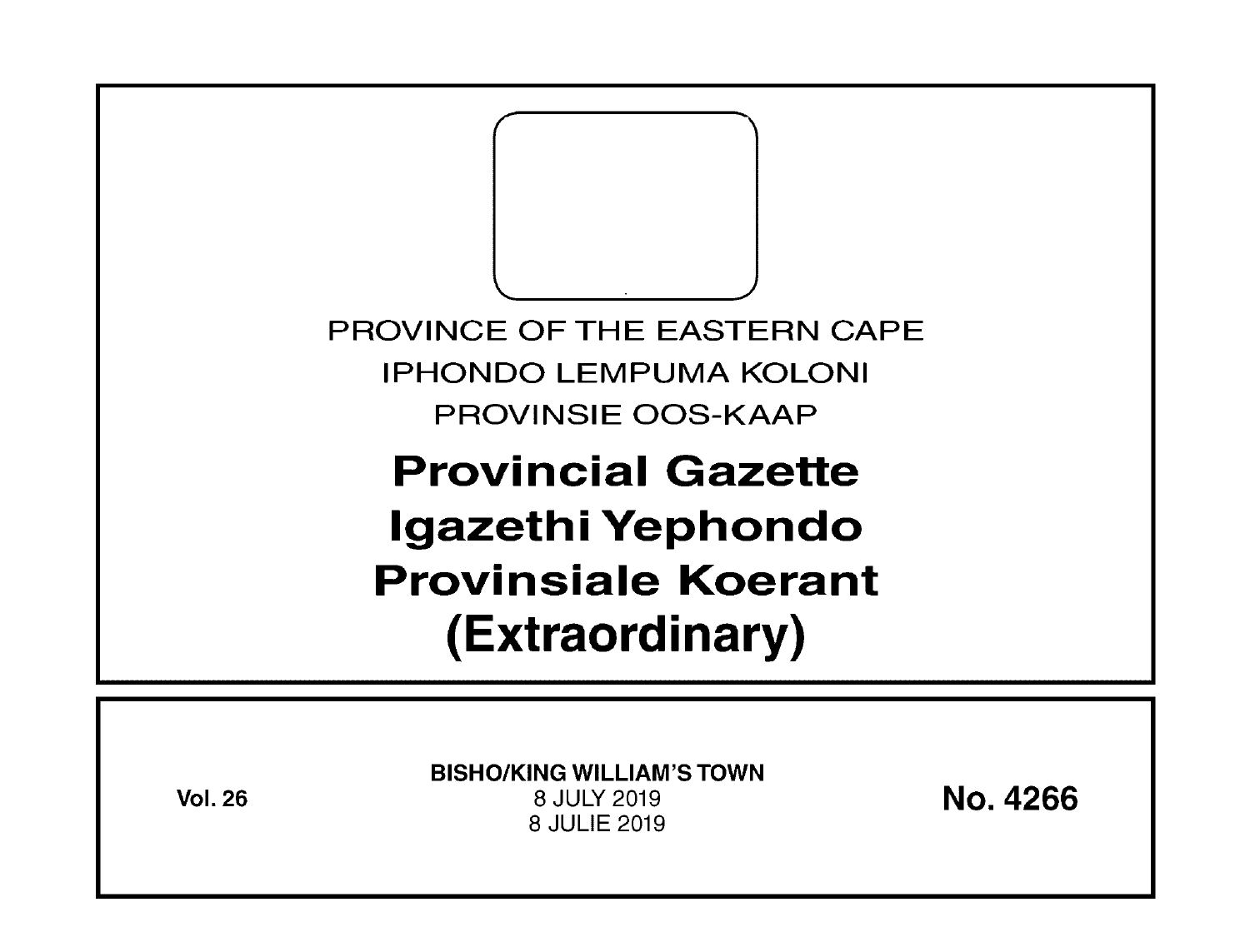PROVINCE OF THE EASTERN CAPE

IPHONDO LEMPUMA KOLONI

PROVINSIE OOS-KAAP

# Provincial Gazette
# Igazethi Yephondo
# Provinsiale Koerant
# (Extraordinary)

**Vol. 26**

**BISHO/KING WILLIAM'S TOWN**

8 JULY 2019

8 JULIE 2019

**No. 4266**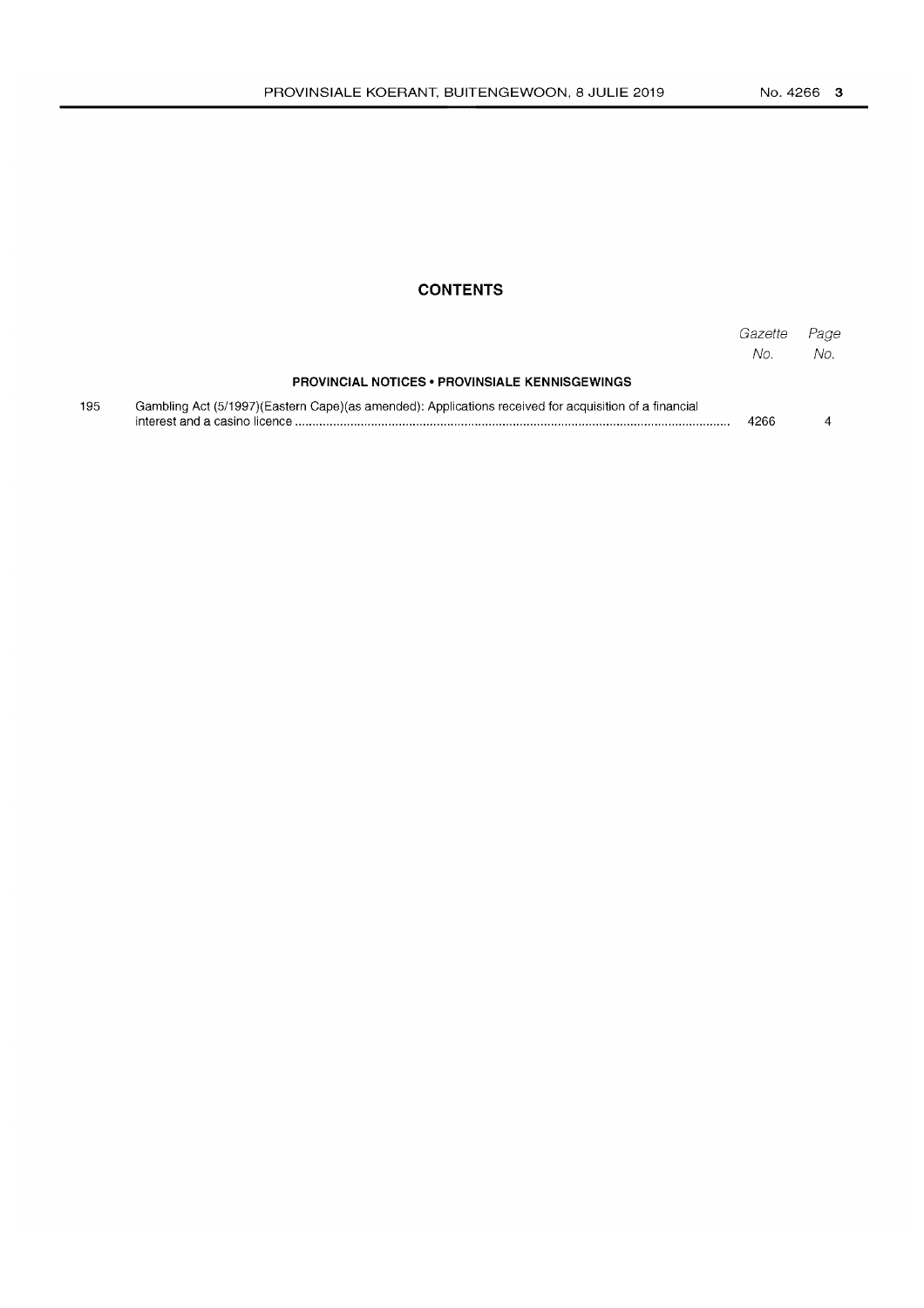## CONTENTS

| | | Gazette No. | Page No. |
|---|---|---|---|
| | **PROVINCIAL NOTICES • PROVINCIALE KENNISGEWINGS** | | |
| 195 | Gambling Act (5/1997)(Eastern Cape)(as amended): Applications received for acquisition of a financial interest and a casino licence | 4266 | 4 |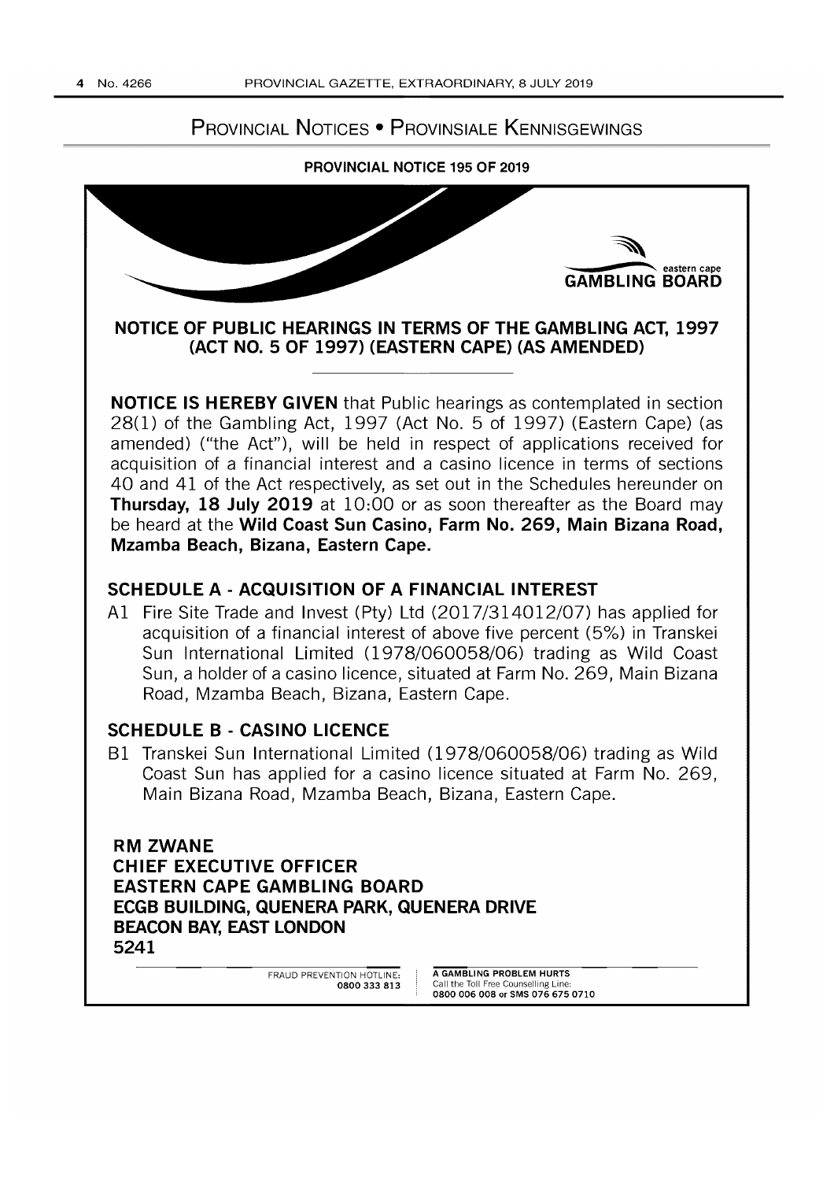# PROVINCIAL NOTICES • PROVINSIALE KENNISGEWINGS

## PROVINCIAL NOTICE 195 OF 2019

eastern cape
GAMBLING BOARD

### NOTICE OF PUBLIC HEARINGS IN TERMS OF THE GAMBLING ACT, 1997 (ACT NO. 5 OF 1997) (EASTERN CAPE) (AS AMENDED)

**NOTICE IS HEREBY GIVEN** that Public hearings as contemplated in section 28(1) of the Gambling Act, 1997 (Act No. 5 of 1997) (Eastern Cape) (as amended) ("the Act"), will be held in respect of applications received for acquisition of a financial interest and a casino licence in terms of sections 40 and 41 of the Act respectively, as set out in the Schedules hereunder on **Thursday, 18 July 2019** at 10:00 or as soon thereafter as the Board may be heard at the **Wild Coast Sun Casino, Farm No. 269, Main Bizana Road, Mzamba Beach, Bizana, Eastern Cape.**

### SCHEDULE A - ACQUISITION OF A FINANCIAL INTEREST

A1 Fire Site Trade and Invest (Pty) Ltd (2017/314012/07) has applied for acquisition of a financial interest of above five percent (5%) in Transkei Sun International Limited (1978/060058/06) trading as Wild Coast Sun, a holder of a casino licence, situated at Farm No. 269, Main Bizana Road, Mzamba Beach, Bizana, Eastern Cape.

### SCHEDULE B - CASINO LICENCE

B1 Transkei Sun International Limited (1978/060058/06) trading as Wild Coast Sun has applied for a casino licence situated at Farm No. 269, Main Bizana Road, Mzamba Beach, Bizana, Eastern Cape.

**RM ZWANE**
**CHIEF EXECUTIVE OFFICER**
**EASTERN CAPE GAMBLING BOARD**
**ECGB BUILDING, QUENERA PARK, QUENERA DRIVE**
**BEACON BAY, EAST LONDON**
**5241**

FRAUD PREVENTION HOTLINE: 0800 333 813

**A GAMBLING PROBLEM HURTS**
Call the Toll Free Counselling Line:
**0800 006 008 or SMS 076 675 0710**